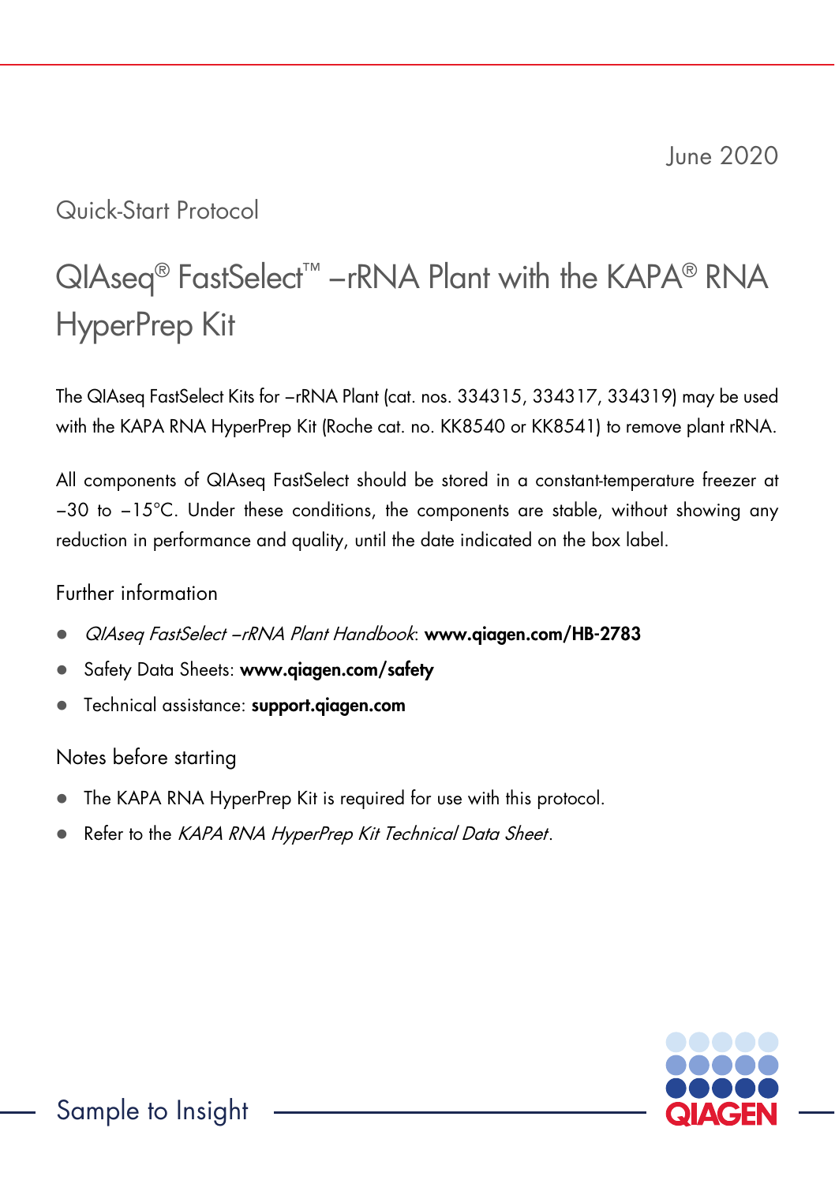June 2020

Quick-Start Protocol

# QIAseq® FastSelect™ –rRNA Plant with the KAPA® RNA HyperPrep Kit

The QIAseq FastSelect Kits for –rRNA Plant (cat. nos. 334315, 334317, 334319) may be used with the KAPA RNA HyperPrep Kit (Roche cat. no. KK8540 or KK8541) to remove plant rRNA.

All components of QIAseq FastSelect should be stored in a constant-temperature freezer at −30 to −15°C. Under these conditions, the components are stable, without showing any reduction in performance and quality, until the date indicated on the box label.

## Further information

- *QIAseq FastSelect –rRNA Plant Handbook*: **www.qiagen.com/HB-2783**
- Safety Data Sheets: **www.qiagen.com/safety**
- Technical assistance: **support.qiagen.com**

## Notes before starting

- The KAPA RNA HyperPrep Kit is required for use with this protocol.
- Refer to the *KAPA RNA HyperPrep Kit Technical Data Sheet*.

Sample to Insight

QIAGEN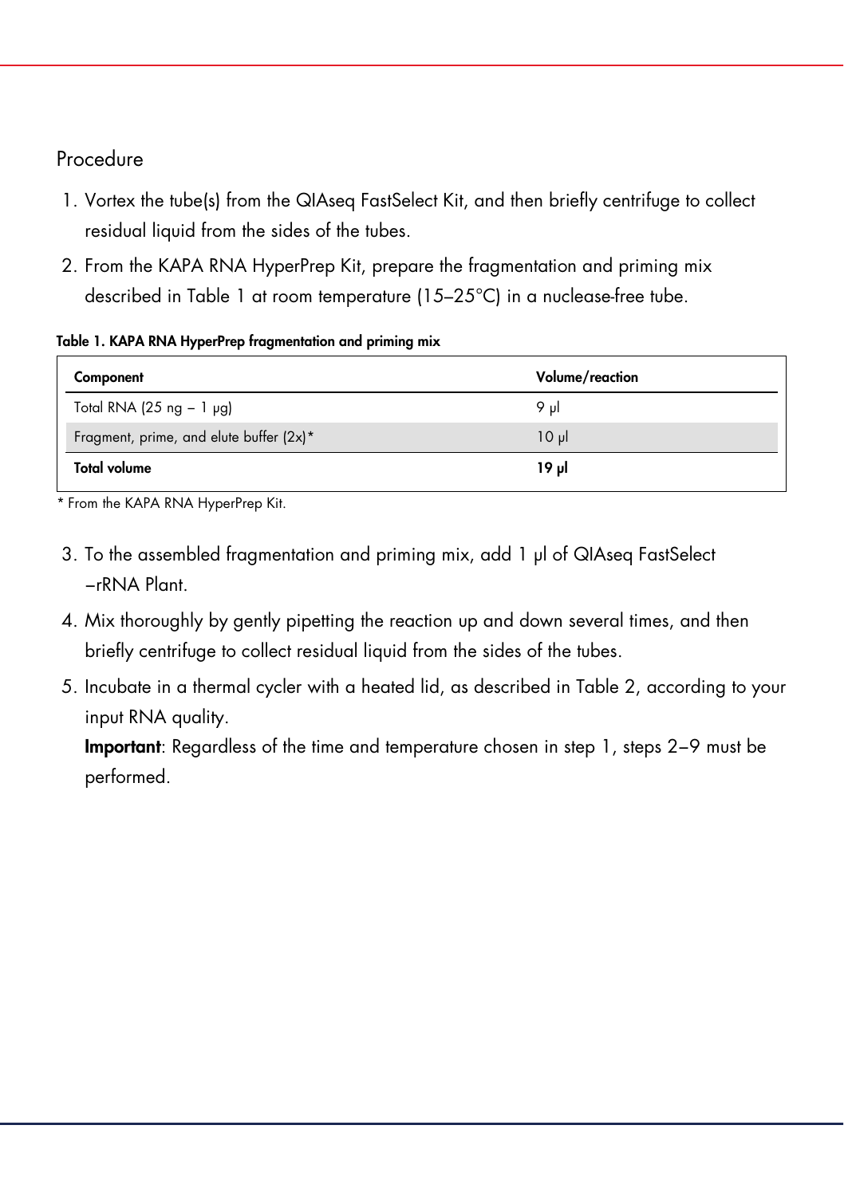## Procedure

1. Vortex the tube(s) from the QIAseq FastSelect Kit, and then briefly centrifuge to collect residual liquid from the sides of the tubes.
2. From the KAPA RNA HyperPrep Kit, prepare the fragmentation and priming mix described in Table 1 at room temperature (15–25°C) in a nuclease-free tube.

**Table 1. KAPA RNA HyperPrep fragmentation and priming mix**

| Component | Volume/reaction |
|---|---|
| Total RNA (25 ng – 1 µg) | 9 µl |
| Fragment, prime, and elute buffer (2x)* | 10 µl |
| **Total volume** | **19 µl** |

\* From the KAPA RNA HyperPrep Kit.

3. To the assembled fragmentation and priming mix, add 1 µl of QIAseq FastSelect –rRNA Plant.
4. Mix thoroughly by gently pipetting the reaction up and down several times, and then briefly centrifuge to collect residual liquid from the sides of the tubes.
5. Incubate in a thermal cycler with a heated lid, as described in Table 2, according to your input RNA quality.

   **Important**: Regardless of the time and temperature chosen in step 1, steps 2–9 must be performed.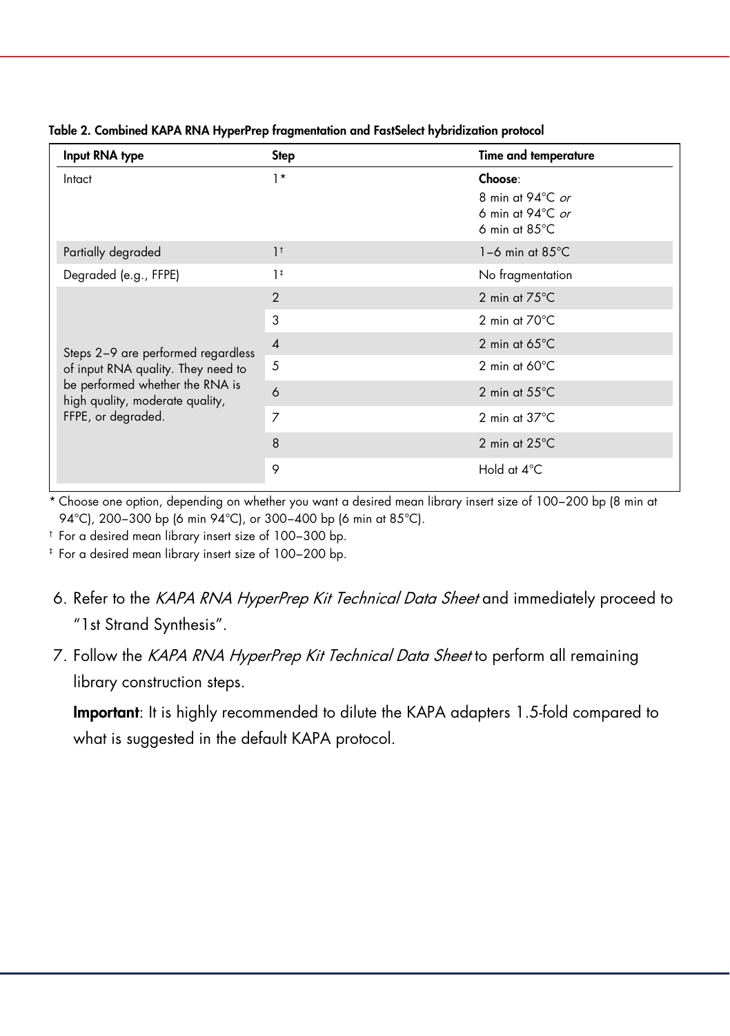**Table 2. Combined KAPA RNA HyperPrep fragmentation and FastSelect hybridization protocol**

| Input RNA type | Step | Time and temperature |
|---|---|---|
| Intact | 1* | **Choose**:<br>8 min at 94°C *or*<br>6 min at 94°C *or*<br>6 min at 85°C |
| Partially degraded | 1† | 1–6 min at 85°C |
| Degraded (e.g., FFPE) | 1‡ | No fragmentation |
| Steps 2–9 are performed regardless of input RNA quality. They need to be performed whether the RNA is high quality, moderate quality, FFPE, or degraded. | 2 | 2 min at 75°C |
| | 3 | 2 min at 70°C |
| | 4 | 2 min at 65°C |
| | 5 | 2 min at 60°C |
| | 6 | 2 min at 55°C |
| | 7 | 2 min at 37°C |
| | 8 | 2 min at 25°C |
| | 9 | Hold at 4°C |

\* Choose one option, depending on whether you want a desired mean library insert size of 100–200 bp (8 min at 94°C), 200–300 bp (6 min 94°C), or 300–400 bp (6 min at 85°C).

† For a desired mean library insert size of 100–300 bp.

‡ For a desired mean library insert size of 100–200 bp.

6. Refer to the *KAPA RNA HyperPrep Kit Technical Data Sheet* and immediately proceed to "1st Strand Synthesis".
7. Follow the *KAPA RNA HyperPrep Kit Technical Data Sheet* to perform all remaining library construction steps.

   **Important**: It is highly recommended to dilute the KAPA adapters 1.5-fold compared to what is suggested in the default KAPA protocol.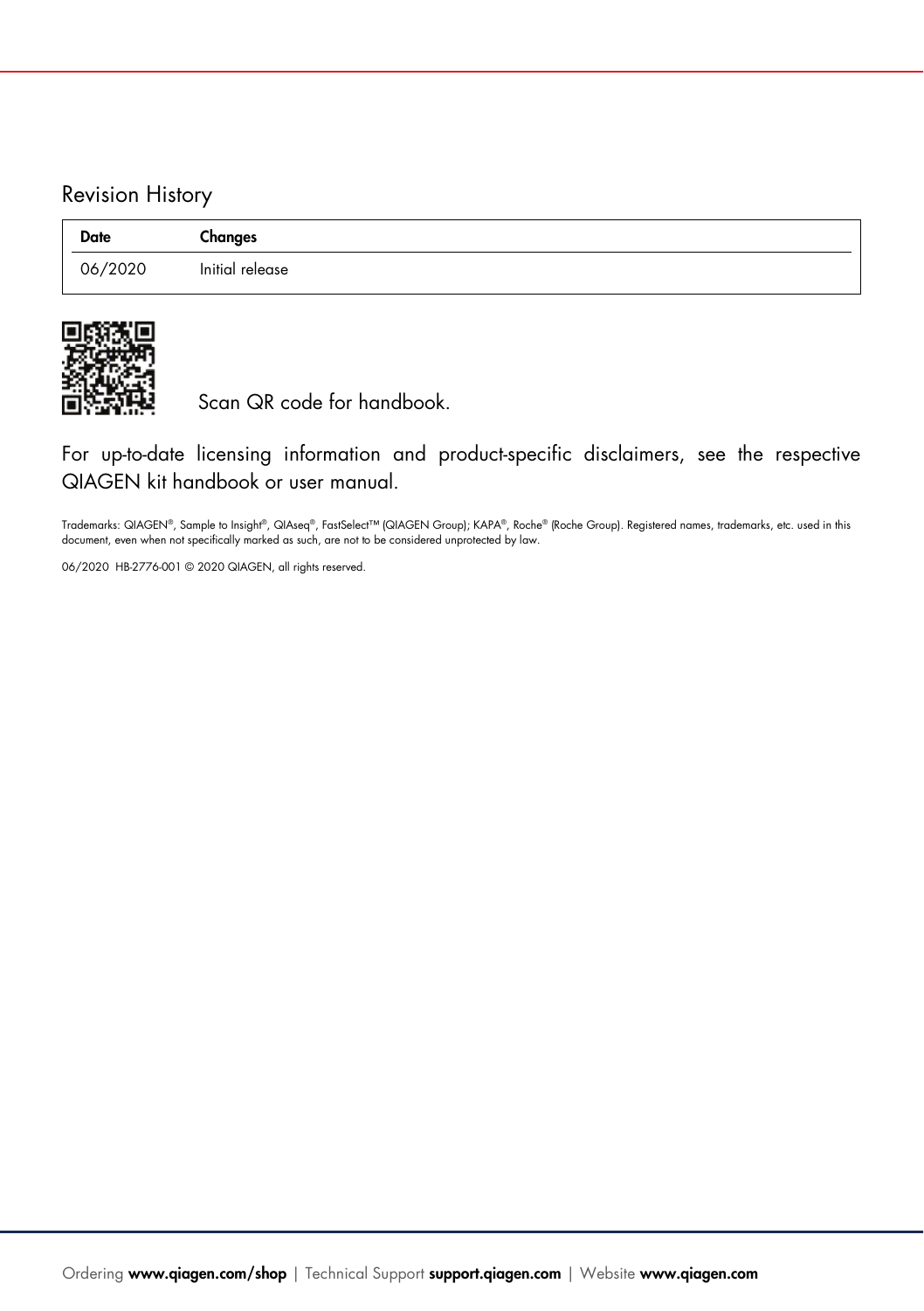## Revision History

| Date | Changes |
| --- | --- |
| 06/2020 | Initial release |

Scan QR code for handbook.

For up-to-date licensing information and product-specific disclaimers, see the respective QIAGEN kit handbook or user manual.

Trademarks: QIAGEN®, Sample to Insight®, QIAseq®, FastSelect™ (QIAGEN Group); KAPA®, Roche® (Roche Group). Registered names, trademarks, etc. used in this document, even when not specifically marked as such, are not to be considered unprotected by law.

06/2020 HB-2776-001 © 2020 QIAGEN, all rights reserved.

Ordering **www.qiagen.com/shop** | Technical Support **support.qiagen.com** | Website **www.qiagen.com**